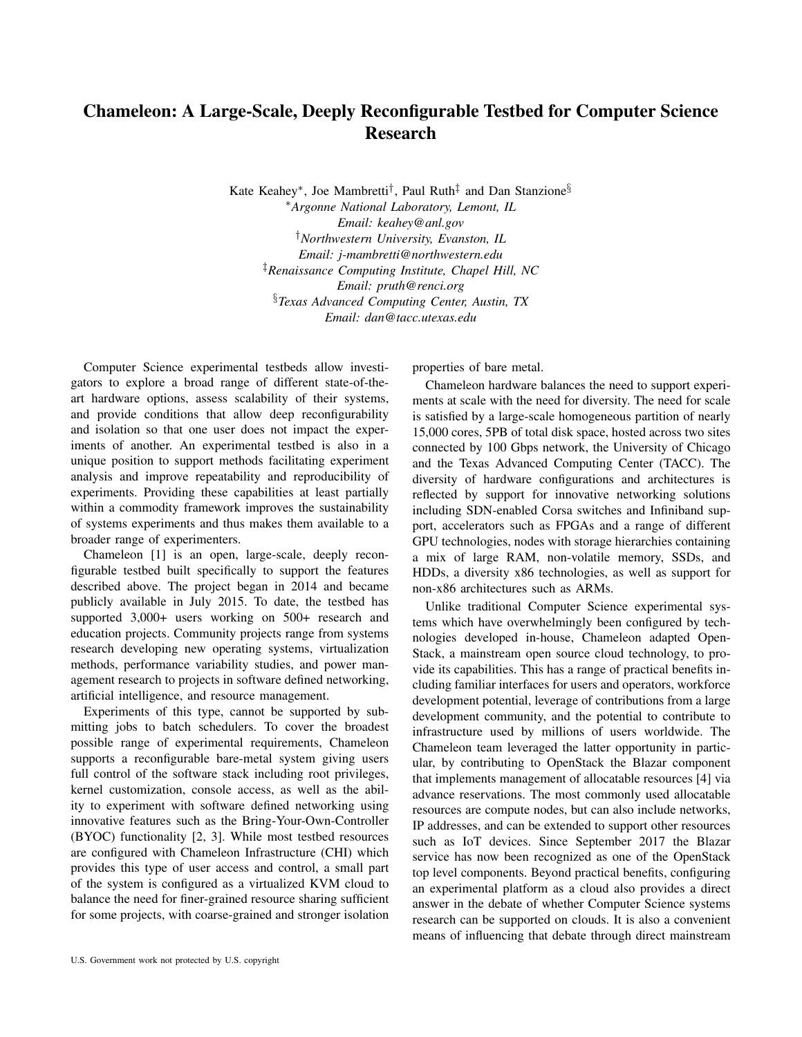# Chameleon: A Large-Scale, Deeply Reconfigurable Testbed for Computer Science Research

Kate Keahey[*], Joe Mambretti[†], Paul Ruth[‡] and Dan Stanzione[§]

[*]*Argonne National Laboratory, Lemont, IL*
*Email: keahey@anl.gov*

[†]*Northwestern University, Evanston, IL*
*Email: j-mambretti@northwestern.edu*

[‡]*Renaissance Computing Institute, Chapel Hill, NC*
*Email: pruth@renci.org*

[§]*Texas Advanced Computing Center, Austin, TX*
*Email: dan@tacc.utexas.edu*

Computer Science experimental testbeds allow investigators to explore a broad range of different state-of-the-art hardware options, assess scalability of their systems, and provide conditions that allow deep reconfigurability and isolation so that one user does not impact the experiments of another. An experimental testbed is also in a unique position to support methods facilitating experiment analysis and improve repeatability and reproducibility of experiments. Providing these capabilities at least partially within a commodity framework improves the sustainability of systems experiments and thus makes them available to a broader range of experimenters.

Chameleon [1] is an open, large-scale, deeply reconfigurable testbed built specifically to support the features described above. The project began in 2014 and became publicly available in July 2015. To date, the testbed has supported 3,000+ users working on 500+ research and education projects. Community projects range from systems research developing new operating systems, virtualization methods, performance variability studies, and power management research to projects in software defined networking, artificial intelligence, and resource management.

Experiments of this type, cannot be supported by submitting jobs to batch schedulers. To cover the broadest possible range of experimental requirements, Chameleon supports a reconfigurable bare-metal system giving users full control of the software stack including root privileges, kernel customization, console access, as well as the ability to experiment with software defined networking using innovative features such as the Bring-Your-Own-Controller (BYOC) functionality [2, 3]. While most testbed resources are configured with Chameleon Infrastructure (CHI) which provides this type of user access and control, a small part of the system is configured as a virtualized KVM cloud to balance the need for finer-grained resource sharing sufficient for some projects, with coarse-grained and stronger isolation properties of bare metal.

Chameleon hardware balances the need to support experiments at scale with the need for diversity. The need for scale is satisfied by a large-scale homogeneous partition of nearly 15,000 cores, 5PB of total disk space, hosted across two sites connected by 100 Gbps network, the University of Chicago and the Texas Advanced Computing Center (TACC). The diversity of hardware configurations and architectures is reflected by support for innovative networking solutions including SDN-enabled Corsa switches and Infiniband support, accelerators such as FPGAs and a range of different GPU technologies, nodes with storage hierarchies containing a mix of large RAM, non-volatile memory, SSDs, and HDDs, a diversity x86 technologies, as well as support for non-x86 architectures such as ARMs.

Unlike traditional Computer Science experimental systems which have overwhelmingly been configured by technologies developed in-house, Chameleon adapted OpenStack, a mainstream open source cloud technology, to provide its capabilities. This has a range of practical benefits including familiar interfaces for users and operators, workforce development potential, leverage of contributions from a large development community, and the potential to contribute to infrastructure used by millions of users worldwide. The Chameleon team leveraged the latter opportunity in particular, by contributing to OpenStack the Blazar component that implements management of allocatable resources [4] via advance reservations. The most commonly used allocatable resources are compute nodes, but can also include networks, IP addresses, and can be extended to support other resources such as IoT devices. Since September 2017 the Blazar service has now been recognized as one of the OpenStack top level components. Beyond practical benefits, configuring an experimental platform as a cloud also provides a direct answer in the debate of whether Computer Science systems research can be supported on clouds. It is also a convenient means of influencing that debate through direct mainstream

U.S. Government work not protected by U.S. copyright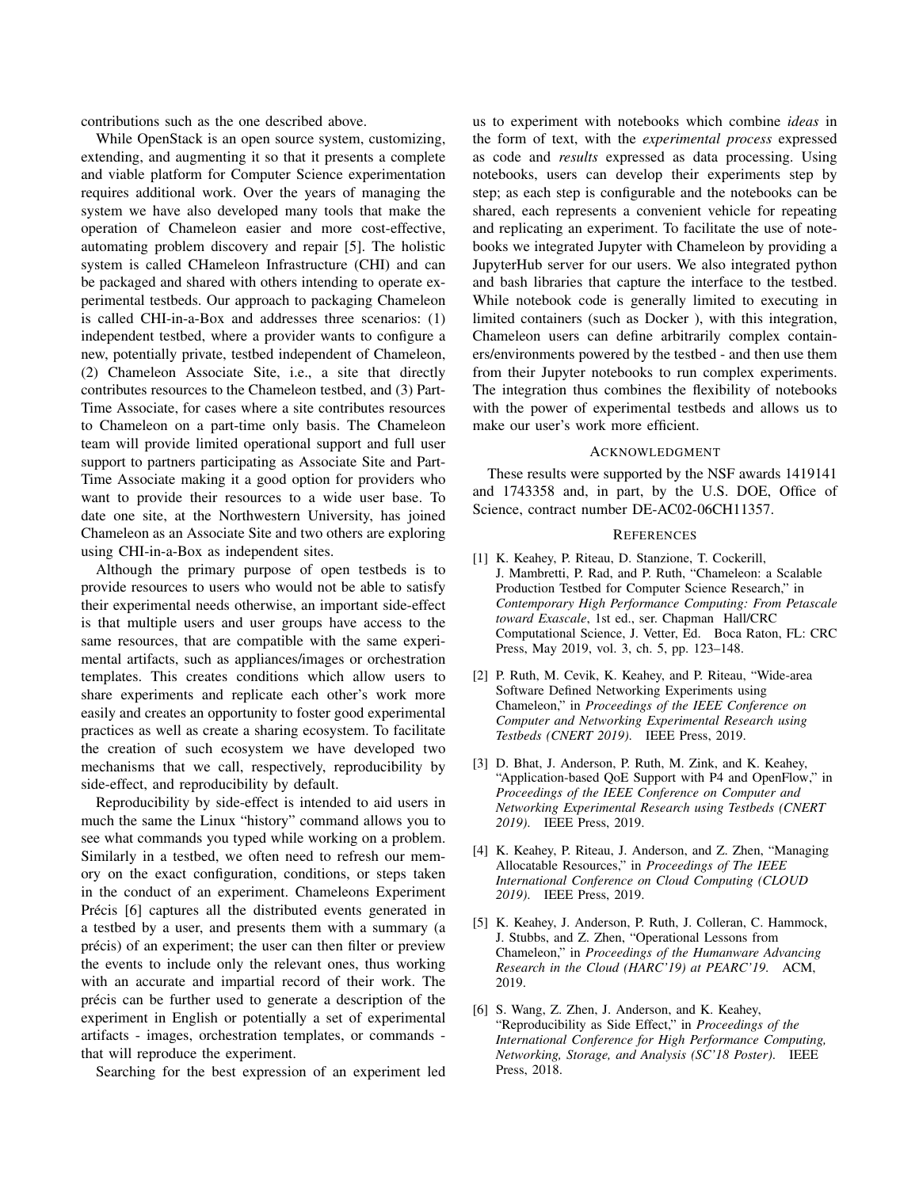contributions such as the one described above.

While OpenStack is an open source system, customizing, extending, and augmenting it so that it presents a complete and viable platform for Computer Science experimentation requires additional work. Over the years of managing the system we have also developed many tools that make the operation of Chameleon easier and more cost-effective, automating problem discovery and repair [5]. The holistic system is called CHameleon Infrastructure (CHI) and can be packaged and shared with others intending to operate experimental testbeds. Our approach to packaging Chameleon is called CHI-in-a-Box and addresses three scenarios: (1) independent testbed, where a provider wants to configure a new, potentially private, testbed independent of Chameleon, (2) Chameleon Associate Site, i.e., a site that directly contributes resources to the Chameleon testbed, and (3) Part-Time Associate, for cases where a site contributes resources to Chameleon on a part-time only basis. The Chameleon team will provide limited operational support and full user support to partners participating as Associate Site and Part-Time Associate making it a good option for providers who want to provide their resources to a wide user base. To date one site, at the Northwestern University, has joined Chameleon as an Associate Site and two others are exploring using CHI-in-a-Box as independent sites.

Although the primary purpose of open testbeds is to provide resources to users who would not be able to satisfy their experimental needs otherwise, an important side-effect is that multiple users and user groups have access to the same resources, that are compatible with the same experimental artifacts, such as appliances/images or orchestration templates. This creates conditions which allow users to share experiments and replicate each other's work more easily and creates an opportunity to foster good experimental practices as well as create a sharing ecosystem. To facilitate the creation of such ecosystem we have developed two mechanisms that we call, respectively, reproducibility by side-effect, and reproducibility by default.

Reproducibility by side-effect is intended to aid users in much the same the Linux "history" command allows you to see what commands you typed while working on a problem. Similarly in a testbed, we often need to refresh our memory on the exact configuration, conditions, or steps taken in the conduct of an experiment. Chameleons Experiment Précis [6] captures all the distributed events generated in a testbed by a user, and presents them with a summary (a précis) of an experiment; the user can then filter or preview the events to include only the relevant ones, thus working with an accurate and impartial record of their work. The précis can be further used to generate a description of the experiment in English or potentially a set of experimental artifacts - images, orchestration templates, or commands - that will reproduce the experiment.

Searching for the best expression of an experiment led us to experiment with notebooks which combine *ideas* in the form of text, with the *experimental process* expressed as code and *results* expressed as data processing. Using notebooks, users can develop their experiments step by step; as each step is configurable and the notebooks can be shared, each represents a convenient vehicle for repeating and replicating an experiment. To facilitate the use of notebooks we integrated Jupyter with Chameleon by providing a JupyterHub server for our users. We also integrated python and bash libraries that capture the interface to the testbed. While notebook code is generally limited to executing in limited containers (such as Docker ), with this integration, Chameleon users can define arbitrarily complex containers/environments powered by the testbed - and then use them from their Jupyter notebooks to run complex experiments. The integration thus combines the flexibility of notebooks with the power of experimental testbeds and allows us to make our user's work more efficient.

## Acknowledgment

These results were supported by the NSF awards 1419141 and 1743358 and, in part, by the U.S. DOE, Office of Science, contract number DE-AC02-06CH11357.

## References

[1] K. Keahey, P. Riteau, D. Stanzione, T. Cockerill, J. Mambretti, P. Rad, and P. Ruth, "Chameleon: a Scalable Production Testbed for Computer Science Research," in *Contemporary High Performance Computing: From Petascale toward Exascale*, 1st ed., ser. Chapman Hall/CRC Computational Science, J. Vetter, Ed. Boca Raton, FL: CRC Press, May 2019, vol. 3, ch. 5, pp. 123–148.

[2] P. Ruth, M. Cevik, K. Keahey, and P. Riteau, "Wide-area Software Defined Networking Experiments using Chameleon," in *Proceedings of the IEEE Conference on Computer and Networking Experimental Research using Testbeds (CNERT 2019)*. IEEE Press, 2019.

[3] D. Bhat, J. Anderson, P. Ruth, M. Zink, and K. Keahey, "Application-based QoE Support with P4 and OpenFlow," in *Proceedings of the IEEE Conference on Computer and Networking Experimental Research using Testbeds (CNERT 2019)*. IEEE Press, 2019.

[4] K. Keahey, P. Riteau, J. Anderson, and Z. Zhen, "Managing Allocatable Resources," in *Proceedings of The IEEE International Conference on Cloud Computing (CLOUD 2019)*. IEEE Press, 2019.

[5] K. Keahey, J. Anderson, P. Ruth, J. Colleran, C. Hammock, J. Stubbs, and Z. Zhen, "Operational Lessons from Chameleon," in *Proceedings of the Humanware Advancing Research in the Cloud (HARC'19) at PEARC'19*. ACM, 2019.

[6] S. Wang, Z. Zhen, J. Anderson, and K. Keahey, "Reproducibility as Side Effect," in *Proceedings of the International Conference for High Performance Computing, Networking, Storage, and Analysis (SC'18 Poster)*. IEEE Press, 2018.